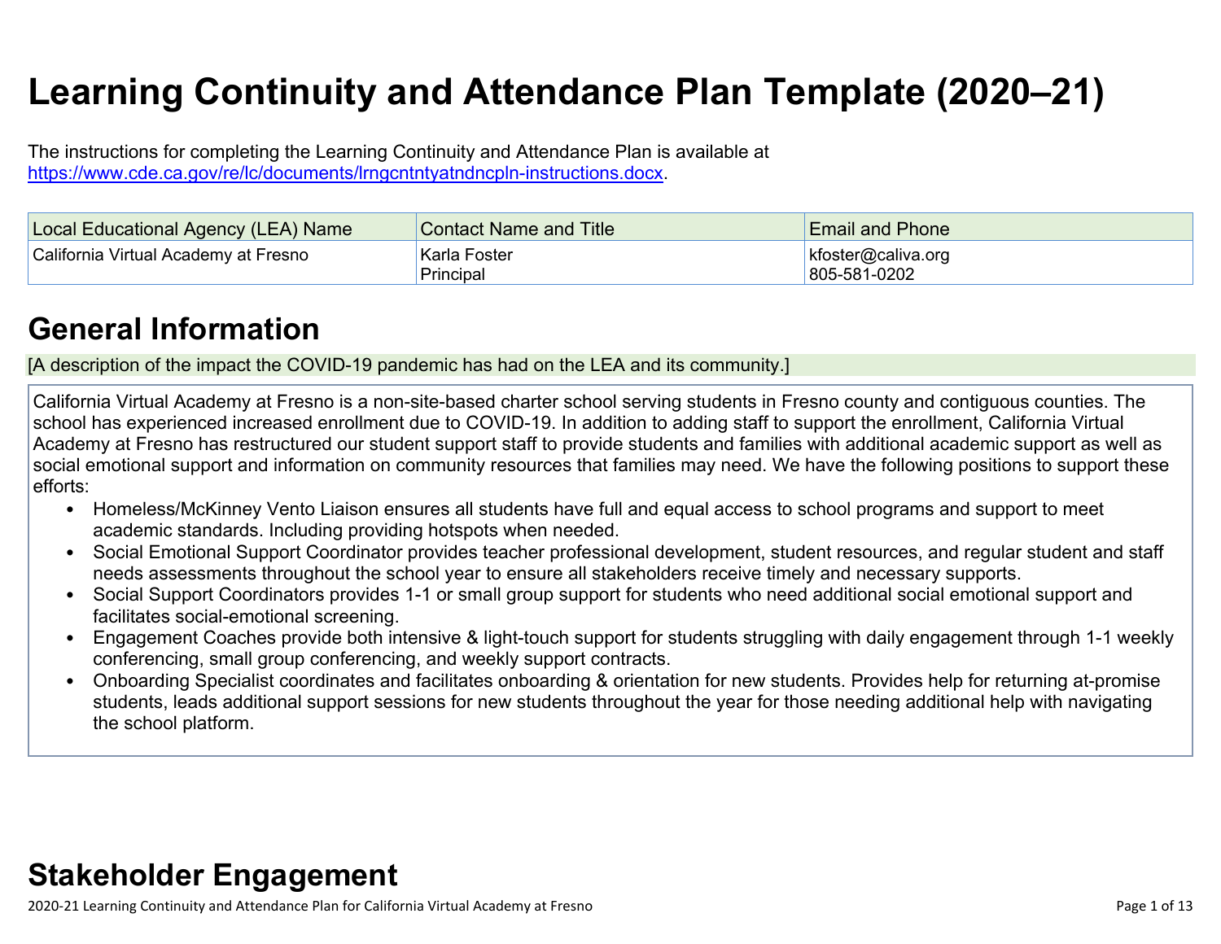# Learning Continuity and Attendance Plan Template (2020–21)

The instructions for completing the Learning Continuity and Attendance Plan is available at https://www.cde.ca.gov/re/lc/documents/lrngcntntyatndncpln-instructions.docx.

| Local Educational Agency (LEA) Name | Contact Name and Title | Email and Phone |
|---|---|---|
| California Virtual Academy at Fresno | Karla Foster<br>Principal | kfoster@caliva.org<br>805-581-0202 |

## General Information

[A description of the impact the COVID-19 pandemic has had on the LEA and its community.]

California Virtual Academy at Fresno is a non-site-based charter school serving students in Fresno county and contiguous counties. The school has experienced increased enrollment due to COVID-19. In addition to adding staff to support the enrollment, California Virtual Academy at Fresno has restructured our student support staff to provide students and families with additional academic support as well as social emotional support and information on community resources that families may need. We have the following positions to support these efforts:

- Homeless/McKinney Vento Liaison ensures all students have full and equal access to school programs and support to meet academic standards. Including providing hotspots when needed.
- Social Emotional Support Coordinator provides teacher professional development, student resources, and regular student and staff needs assessments throughout the school year to ensure all stakeholders receive timely and necessary supports.
- Social Support Coordinators provides 1-1 or small group support for students who need additional social emotional support and facilitates social-emotional screening.
- Engagement Coaches provide both intensive & light-touch support for students struggling with daily engagement through 1-1 weekly conferencing, small group conferencing, and weekly support contracts.
- Onboarding Specialist coordinates and facilitates onboarding & orientation for new students. Provides help for returning at-promise students, leads additional support sessions for new students throughout the year for those needing additional help with navigating the school platform.

## Stakeholder Engagement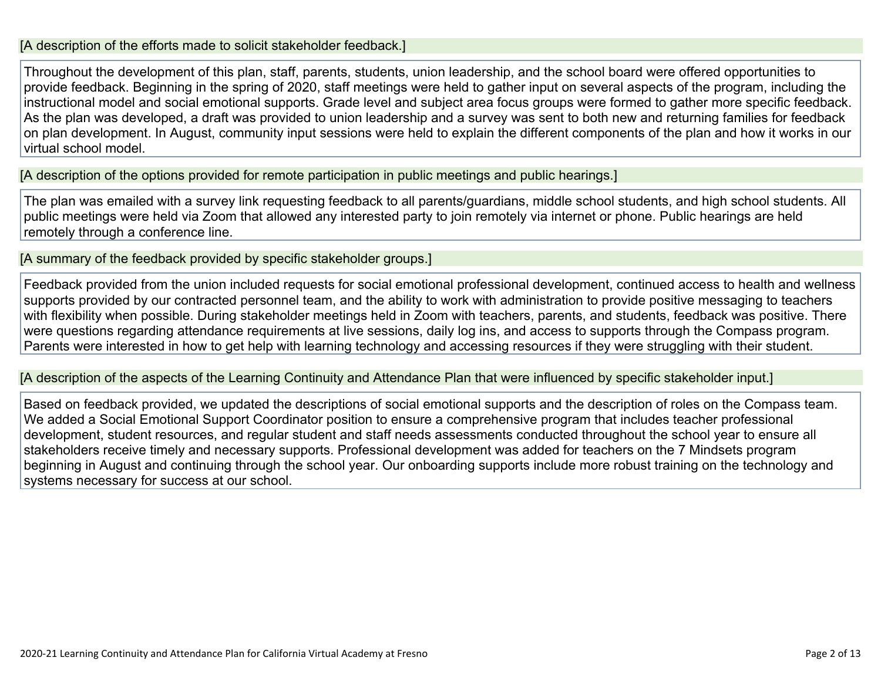[A description of the efforts made to solicit stakeholder feedback.]

Throughout the development of this plan, staff, parents, students, union leadership, and the school board were offered opportunities to provide feedback. Beginning in the spring of 2020, staff meetings were held to gather input on several aspects of the program, including the instructional model and social emotional supports. Grade level and subject area focus groups were formed to gather more specific feedback. As the plan was developed, a draft was provided to union leadership and a survey was sent to both new and returning families for feedback on plan development. In August, community input sessions were held to explain the different components of the plan and how it works in our virtual school model.

[A description of the options provided for remote participation in public meetings and public hearings.]

The plan was emailed with a survey link requesting feedback to all parents/guardians, middle school students, and high school students. All public meetings were held via Zoom that allowed any interested party to join remotely via internet or phone. Public hearings are held remotely through a conference line.

[A summary of the feedback provided by specific stakeholder groups.]

Feedback provided from the union included requests for social emotional professional development, continued access to health and wellness supports provided by our contracted personnel team, and the ability to work with administration to provide positive messaging to teachers with flexibility when possible. During stakeholder meetings held in Zoom with teachers, parents, and students, feedback was positive. There were questions regarding attendance requirements at live sessions, daily log ins, and access to supports through the Compass program. Parents were interested in how to get help with learning technology and accessing resources if they were struggling with their student.

[A description of the aspects of the Learning Continuity and Attendance Plan that were influenced by specific stakeholder input.]

Based on feedback provided, we updated the descriptions of social emotional supports and the description of roles on the Compass team. We added a Social Emotional Support Coordinator position to ensure a comprehensive program that includes teacher professional development, student resources, and regular student and staff needs assessments conducted throughout the school year to ensure all stakeholders receive timely and necessary supports. Professional development was added for teachers on the 7 Mindsets program beginning in August and continuing through the school year. Our onboarding supports include more robust training on the technology and systems necessary for success at our school.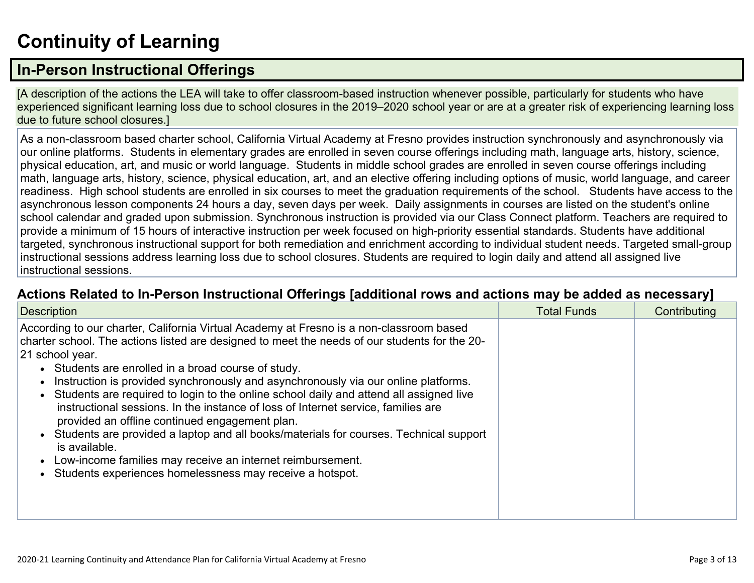# Continuity of Learning

## In-Person Instructional Offerings

[A description of the actions the LEA will take to offer classroom-based instruction whenever possible, particularly for students who have experienced significant learning loss due to school closures in the 2019–2020 school year or are at a greater risk of experiencing learning loss due to future school closures.]

As a non-classroom based charter school, California Virtual Academy at Fresno provides instruction synchronously and asynchronously via our online platforms. Students in elementary grades are enrolled in seven course offerings including math, language arts, history, science, physical education, art, and music or world language. Students in middle school grades are enrolled in seven course offerings including math, language arts, history, science, physical education, art, and an elective offering including options of music, world language, and career readiness. High school students are enrolled in six courses to meet the graduation requirements of the school. Students have access to the asynchronous lesson components 24 hours a day, seven days per week. Daily assignments in courses are listed on the student's online school calendar and graded upon submission. Synchronous instruction is provided via our Class Connect platform. Teachers are required to provide a minimum of 15 hours of interactive instruction per week focused on high-priority essential standards. Students have additional targeted, synchronous instructional support for both remediation and enrichment according to individual student needs. Targeted small-group instructional sessions address learning loss due to school closures. Students are required to login daily and attend all assigned live instructional sessions.

### Actions Related to In-Person Instructional Offerings [additional rows and actions may be added as necessary]

| Description | Total Funds | Contributing |
|---|---|---|
| According to our charter, California Virtual Academy at Fresno is a non-classroom based charter school. The actions listed are designed to meet the needs of our students for the 20-21 school year.<br>• Students are enrolled in a broad course of study.<br>• Instruction is provided synchronously and asynchronously via our online platforms.<br>• Students are required to login to the online school daily and attend all assigned live instructional sessions. In the instance of loss of Internet service, families are provided an offline continued engagement plan.<br>• Students are provided a laptop and all books/materials for courses. Technical support is available.<br>• Low-income families may receive an internet reimbursement.<br>• Students experiences homelessness may receive a hotspot. | | |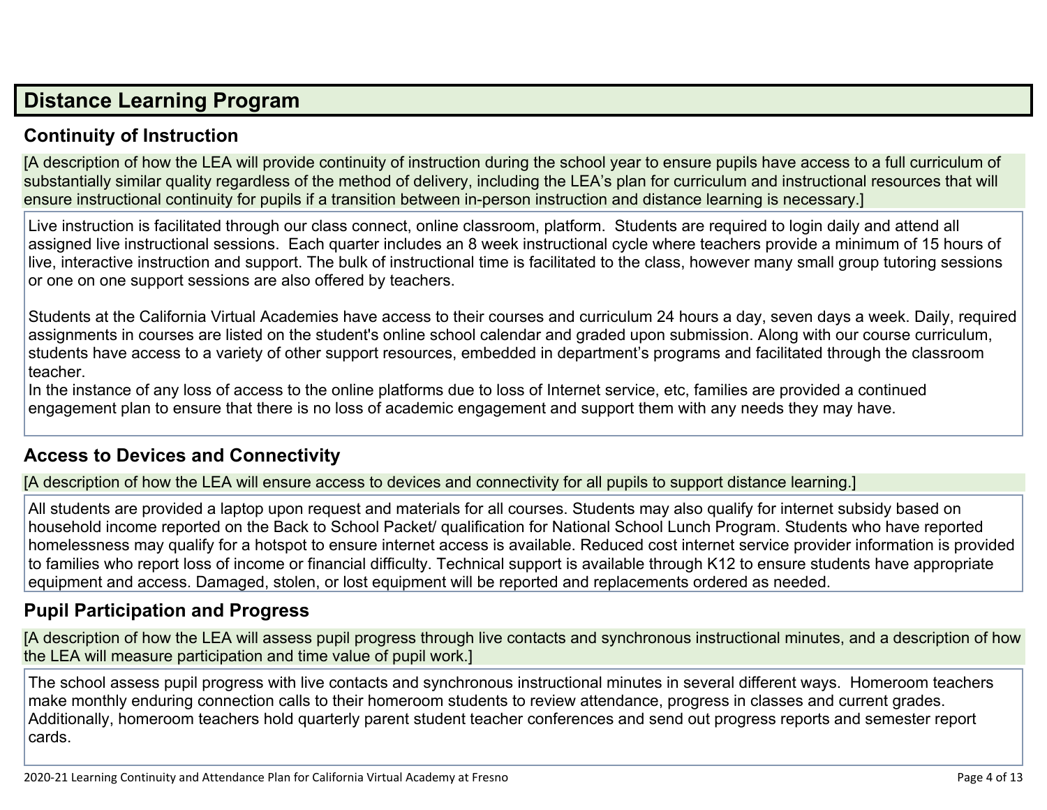## Distance Learning Program

### Continuity of Instruction

[A description of how the LEA will provide continuity of instruction during the school year to ensure pupils have access to a full curriculum of substantially similar quality regardless of the method of delivery, including the LEA's plan for curriculum and instructional resources that will ensure instructional continuity for pupils if a transition between in-person instruction and distance learning is necessary.]

Live instruction is facilitated through our class connect, online classroom, platform. Students are required to login daily and attend all assigned live instructional sessions. Each quarter includes an 8 week instructional cycle where teachers provide a minimum of 15 hours of live, interactive instruction and support. The bulk of instructional time is facilitated to the class, however many small group tutoring sessions or one on one support sessions are also offered by teachers.

Students at the California Virtual Academies have access to their courses and curriculum 24 hours a day, seven days a week. Daily, required assignments in courses are listed on the student's online school calendar and graded upon submission. Along with our course curriculum, students have access to a variety of other support resources, embedded in department's programs and facilitated through the classroom teacher.

In the instance of any loss of access to the online platforms due to loss of Internet service, etc, families are provided a continued engagement plan to ensure that there is no loss of academic engagement and support them with any needs they may have.

### Access to Devices and Connectivity

[A description of how the LEA will ensure access to devices and connectivity for all pupils to support distance learning.]

All students are provided a laptop upon request and materials for all courses. Students may also qualify for internet subsidy based on household income reported on the Back to School Packet/ qualification for National School Lunch Program. Students who have reported homelessness may qualify for a hotspot to ensure internet access is available. Reduced cost internet service provider information is provided to families who report loss of income or financial difficulty. Technical support is available through K12 to ensure students have appropriate equipment and access. Damaged, stolen, or lost equipment will be reported and replacements ordered as needed.

### Pupil Participation and Progress

[A description of how the LEA will assess pupil progress through live contacts and synchronous instructional minutes, and a description of how the LEA will measure participation and time value of pupil work.]

The school assess pupil progress with live contacts and synchronous instructional minutes in several different ways. Homeroom teachers make monthly enduring connection calls to their homeroom students to review attendance, progress in classes and current grades. Additionally, homeroom teachers hold quarterly parent student teacher conferences and send out progress reports and semester report cards.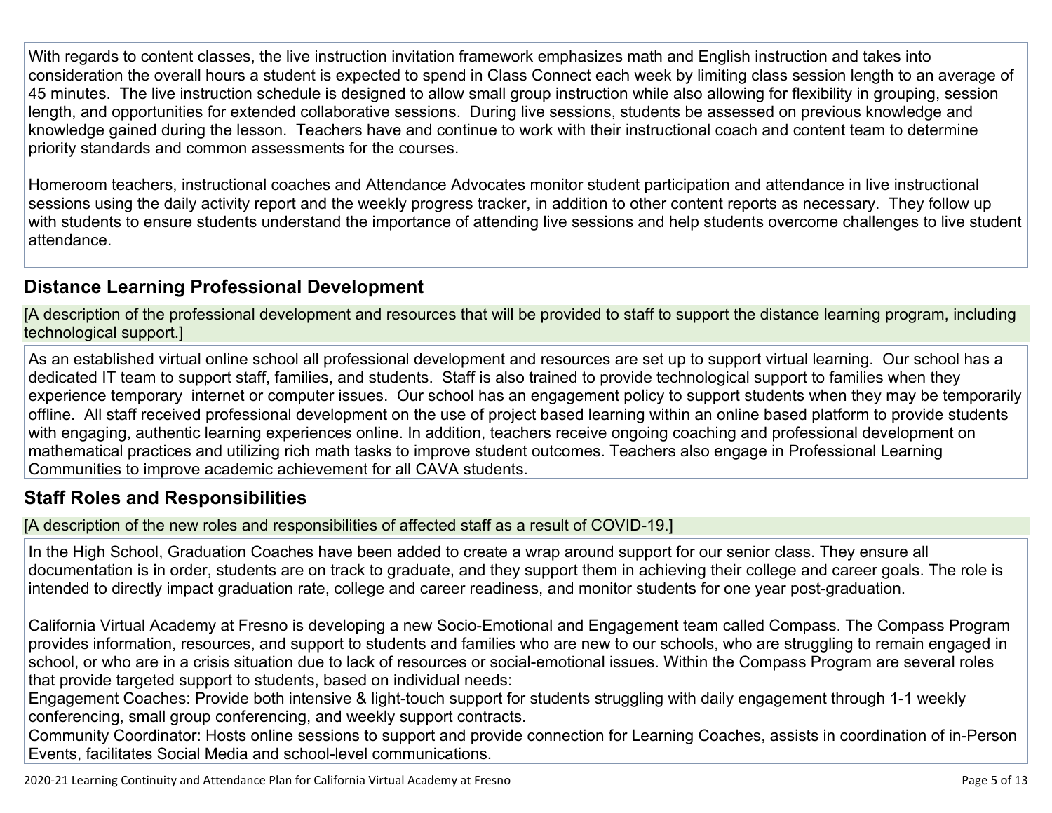With regards to content classes, the live instruction invitation framework emphasizes math and English instruction and takes into consideration the overall hours a student is expected to spend in Class Connect each week by limiting class session length to an average of 45 minutes. The live instruction schedule is designed to allow small group instruction while also allowing for flexibility in grouping, session length, and opportunities for extended collaborative sessions. During live sessions, students be assessed on previous knowledge and knowledge gained during the lesson. Teachers have and continue to work with their instructional coach and content team to determine priority standards and common assessments for the courses.

Homeroom teachers, instructional coaches and Attendance Advocates monitor student participation and attendance in live instructional sessions using the daily activity report and the weekly progress tracker, in addition to other content reports as necessary. They follow up with students to ensure students understand the importance of attending live sessions and help students overcome challenges to live student attendance.

## Distance Learning Professional Development

[A description of the professional development and resources that will be provided to staff to support the distance learning program, including technological support.]

As an established virtual online school all professional development and resources are set up to support virtual learning. Our school has a dedicated IT team to support staff, families, and students. Staff is also trained to provide technological support to families when they experience temporary internet or computer issues. Our school has an engagement policy to support students when they may be temporarily offline. All staff received professional development on the use of project based learning within an online based platform to provide students with engaging, authentic learning experiences online. In addition, teachers receive ongoing coaching and professional development on mathematical practices and utilizing rich math tasks to improve student outcomes. Teachers also engage in Professional Learning Communities to improve academic achievement for all CAVA students.

## Staff Roles and Responsibilities

[A description of the new roles and responsibilities of affected staff as a result of COVID-19.]

In the High School, Graduation Coaches have been added to create a wrap around support for our senior class. They ensure all documentation is in order, students are on track to graduate, and they support them in achieving their college and career goals. The role is intended to directly impact graduation rate, college and career readiness, and monitor students for one year post-graduation.

California Virtual Academy at Fresno is developing a new Socio-Emotional and Engagement team called Compass. The Compass Program provides information, resources, and support to students and families who are new to our schools, who are struggling to remain engaged in school, or who are in a crisis situation due to lack of resources or social-emotional issues. Within the Compass Program are several roles that provide targeted support to students, based on individual needs:
Engagement Coaches: Provide both intensive & light-touch support for students struggling with daily engagement through 1-1 weekly conferencing, small group conferencing, and weekly support contracts.
Community Coordinator: Hosts online sessions to support and provide connection for Learning Coaches, assists in coordination of in-Person Events, facilitates Social Media and school-level communications.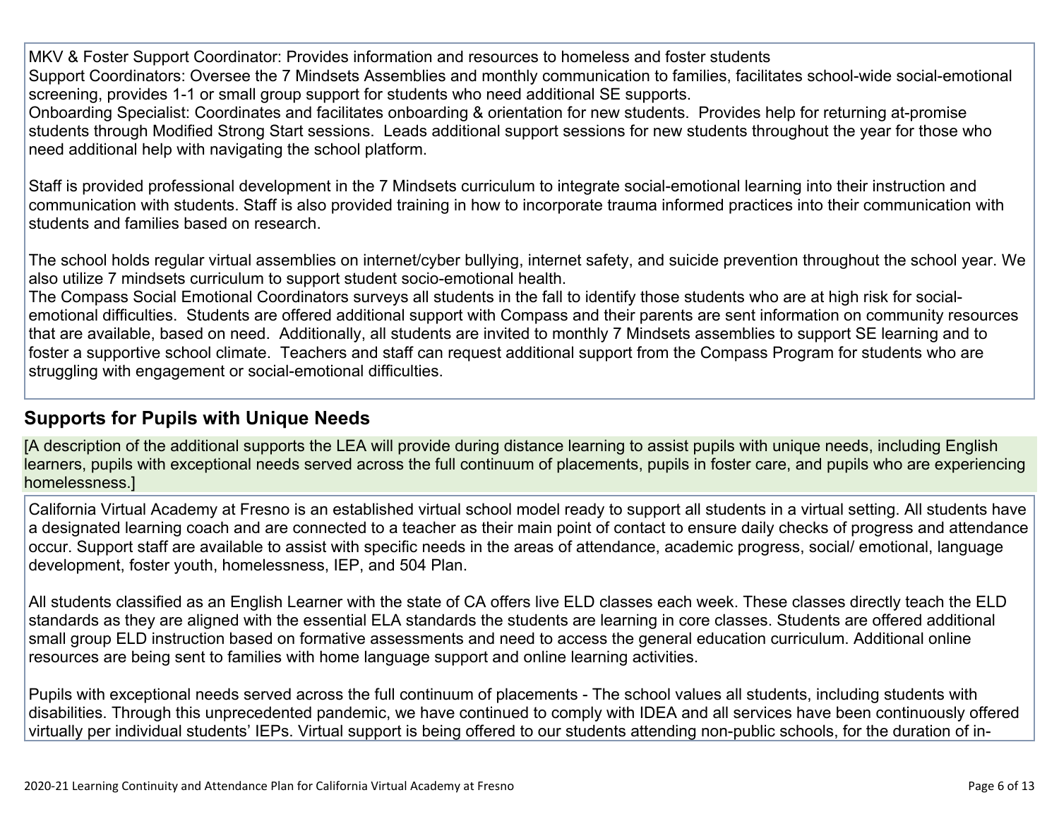MKV & Foster Support Coordinator: Provides information and resources to homeless and foster students
Support Coordinators: Oversee the 7 Mindsets Assemblies and monthly communication to families, facilitates school-wide social-emotional screening, provides 1-1 or small group support for students who need additional SE supports.
Onboarding Specialist: Coordinates and facilitates onboarding & orientation for new students. Provides help for returning at-promise students through Modified Strong Start sessions. Leads additional support sessions for new students throughout the year for those who need additional help with navigating the school platform.

Staff is provided professional development in the 7 Mindsets curriculum to integrate social-emotional learning into their instruction and communication with students. Staff is also provided training in how to incorporate trauma informed practices into their communication with students and families based on research.

The school holds regular virtual assemblies on internet/cyber bullying, internet safety, and suicide prevention throughout the school year. We also utilize 7 mindsets curriculum to support student socio-emotional health.
The Compass Social Emotional Coordinators surveys all students in the fall to identify those students who are at high risk for social-emotional difficulties. Students are offered additional support with Compass and their parents are sent information on community resources that are available, based on need. Additionally, all students are invited to monthly 7 Mindsets assemblies to support SE learning and to foster a supportive school climate. Teachers and staff can request additional support from the Compass Program for students who are struggling with engagement or social-emotional difficulties.

## Supports for Pupils with Unique Needs

[A description of the additional supports the LEA will provide during distance learning to assist pupils with unique needs, including English learners, pupils with exceptional needs served across the full continuum of placements, pupils in foster care, and pupils who are experiencing homelessness.]

California Virtual Academy at Fresno is an established virtual school model ready to support all students in a virtual setting. All students have a designated learning coach and are connected to a teacher as their main point of contact to ensure daily checks of progress and attendance occur. Support staff are available to assist with specific needs in the areas of attendance, academic progress, social/ emotional, language development, foster youth, homelessness, IEP, and 504 Plan.

All students classified as an English Learner with the state of CA offers live ELD classes each week. These classes directly teach the ELD standards as they are aligned with the essential ELA standards the students are learning in core classes. Students are offered additional small group ELD instruction based on formative assessments and need to access the general education curriculum. Additional online resources are being sent to families with home language support and online learning activities.

Pupils with exceptional needs served across the full continuum of placements - The school values all students, including students with disabilities. Through this unprecedented pandemic, we have continued to comply with IDEA and all services have been continuously offered virtually per individual students' IEPs. Virtual support is being offered to our students attending non-public schools, for the duration of in-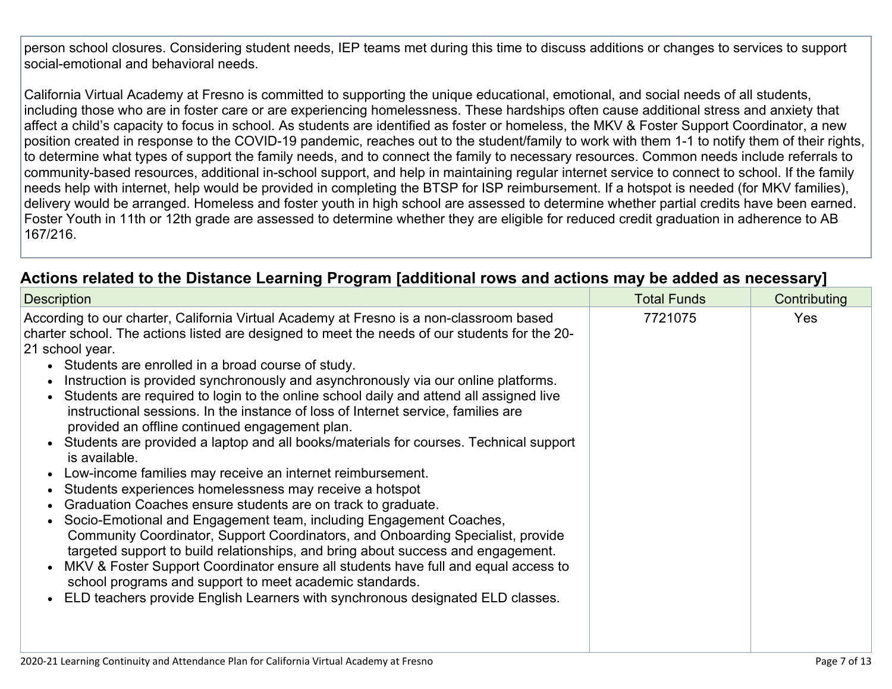person school closures. Considering student needs, IEP teams met during this time to discuss additions or changes to services to support social-emotional and behavioral needs.

California Virtual Academy at Fresno is committed to supporting the unique educational, emotional, and social needs of all students, including those who are in foster care or are experiencing homelessness. These hardships often cause additional stress and anxiety that affect a child's capacity to focus in school. As students are identified as foster or homeless, the MKV & Foster Support Coordinator, a new position created in response to the COVID-19 pandemic, reaches out to the student/family to work with them 1-1 to notify them of their rights, to determine what types of support the family needs, and to connect the family to necessary resources. Common needs include referrals to community-based resources, additional in-school support, and help in maintaining regular internet service to connect to school. If the family needs help with internet, help would be provided in completing the BTSP for ISP reimbursement. If a hotspot is needed (for MKV families), delivery would be arranged. Homeless and foster youth in high school are assessed to determine whether partial credits have been earned. Foster Youth in 11th or 12th grade are assessed to determine whether they are eligible for reduced credit graduation in adherence to AB 167/216.

## Actions related to the Distance Learning Program [additional rows and actions may be added as necessary]

| Description | Total Funds | Contributing |
| --- | --- | --- |
| According to our charter, California Virtual Academy at Fresno is a non-classroom based charter school. The actions listed are designed to meet the needs of our students for the 20-21 school year.<br>• Students are enrolled in a broad course of study.<br>• Instruction is provided synchronously and asynchronously via our online platforms.<br>• Students are required to login to the online school daily and attend all assigned live instructional sessions. In the instance of loss of Internet service, families are provided an offline continued engagement plan.<br>• Students are provided a laptop and all books/materials for courses. Technical support is available.<br>• Low-income families may receive an internet reimbursement.<br>• Students experiences homelessness may receive a hotspot<br>• Graduation Coaches ensure students are on track to graduate.<br>• Socio-Emotional and Engagement team, including Engagement Coaches, Community Coordinator, Support Coordinators, and Onboarding Specialist, provide targeted support to build relationships, and bring about success and engagement.<br>• MKV & Foster Support Coordinator ensure all students have full and equal access to school programs and support to meet academic standards.<br>• ELD teachers provide English Learners with synchronous designated ELD classes. | 7721075 | Yes |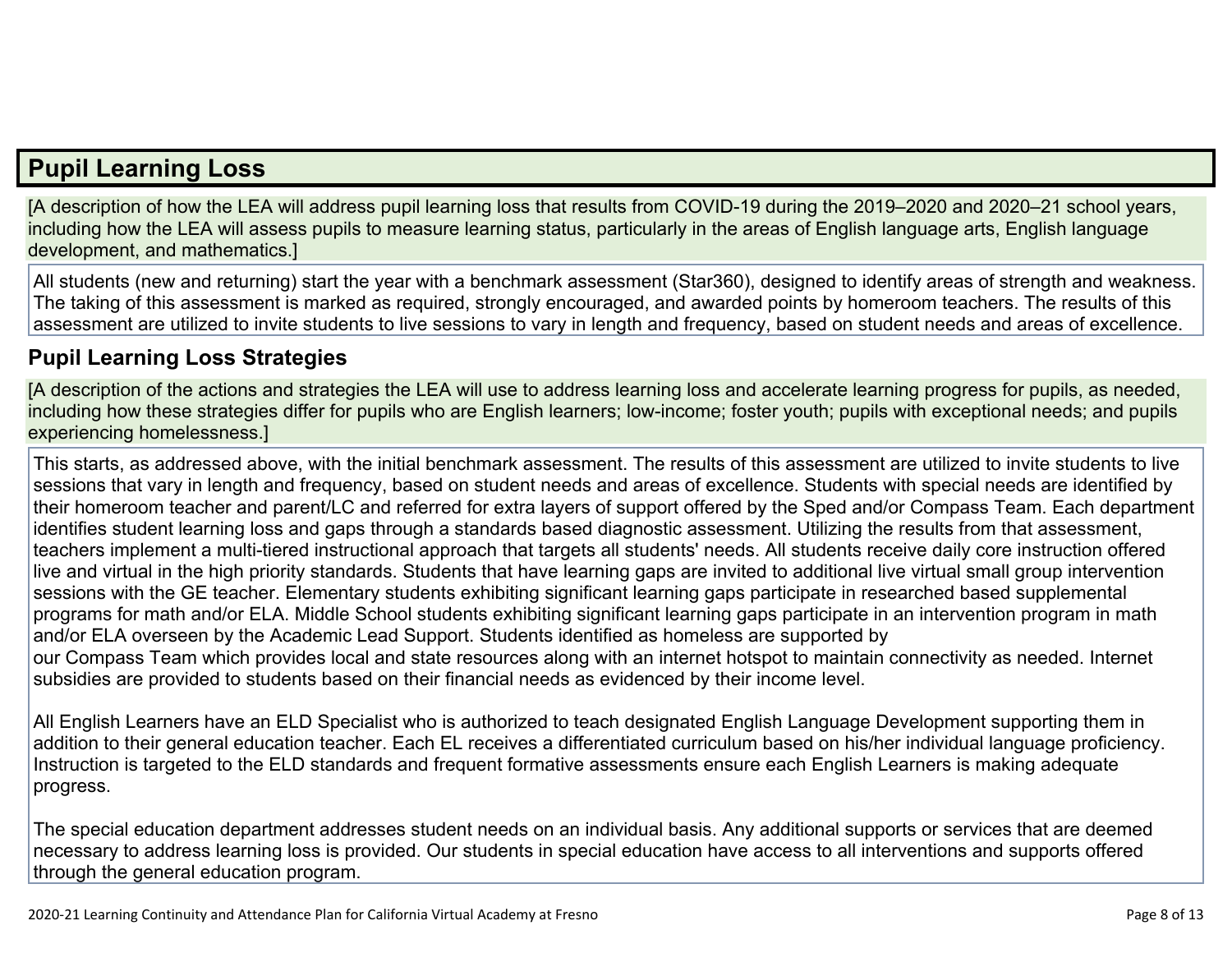## Pupil Learning Loss

[A description of how the LEA will address pupil learning loss that results from COVID-19 during the 2019–2020 and 2020–21 school years, including how the LEA will assess pupils to measure learning status, particularly in the areas of English language arts, English language development, and mathematics.]

All students (new and returning) start the year with a benchmark assessment (Star360), designed to identify areas of strength and weakness. The taking of this assessment is marked as required, strongly encouraged, and awarded points by homeroom teachers. The results of this assessment are utilized to invite students to live sessions to vary in length and frequency, based on student needs and areas of excellence.

### Pupil Learning Loss Strategies

[A description of the actions and strategies the LEA will use to address learning loss and accelerate learning progress for pupils, as needed, including how these strategies differ for pupils who are English learners; low-income; foster youth; pupils with exceptional needs; and pupils experiencing homelessness.]

This starts, as addressed above, with the initial benchmark assessment. The results of this assessment are utilized to invite students to live sessions that vary in length and frequency, based on student needs and areas of excellence. Students with special needs are identified by their homeroom teacher and parent/LC and referred for extra layers of support offered by the Sped and/or Compass Team. Each department identifies student learning loss and gaps through a standards based diagnostic assessment. Utilizing the results from that assessment, teachers implement a multi-tiered instructional approach that targets all students' needs. All students receive daily core instruction offered live and virtual in the high priority standards. Students that have learning gaps are invited to additional live virtual small group intervention sessions with the GE teacher. Elementary students exhibiting significant learning gaps participate in researched based supplemental programs for math and/or ELA. Middle School students exhibiting significant learning gaps participate in an intervention program in math and/or ELA overseen by the Academic Lead Support. Students identified as homeless are supported by our Compass Team which provides local and state resources along with an internet hotspot to maintain connectivity as needed. Internet subsidies are provided to students based on their financial needs as evidenced by their income level.

All English Learners have an ELD Specialist who is authorized to teach designated English Language Development supporting them in addition to their general education teacher. Each EL receives a differentiated curriculum based on his/her individual language proficiency. Instruction is targeted to the ELD standards and frequent formative assessments ensure each English Learners is making adequate progress.

The special education department addresses student needs on an individual basis. Any additional supports or services that are deemed necessary to address learning loss is provided. Our students in special education have access to all interventions and supports offered through the general education program.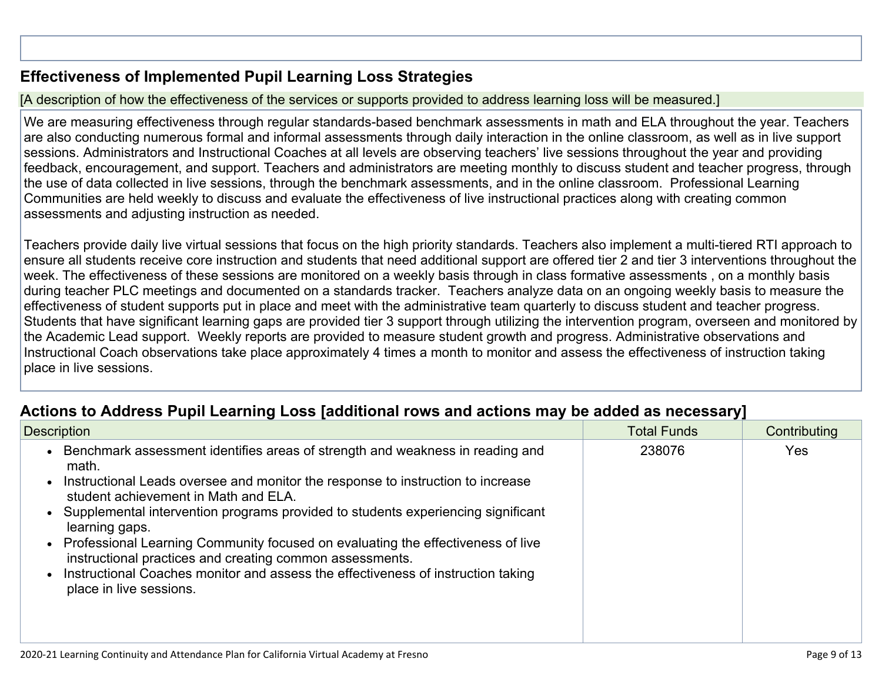## Effectiveness of Implemented Pupil Learning Loss Strategies

[A description of how the effectiveness of the services or supports provided to address learning loss will be measured.]

We are measuring effectiveness through regular standards-based benchmark assessments in math and ELA throughout the year. Teachers are also conducting numerous formal and informal assessments through daily interaction in the online classroom, as well as in live support sessions. Administrators and Instructional Coaches at all levels are observing teachers' live sessions throughout the year and providing feedback, encouragement, and support. Teachers and administrators are meeting monthly to discuss student and teacher progress, through the use of data collected in live sessions, through the benchmark assessments, and in the online classroom. Professional Learning Communities are held weekly to discuss and evaluate the effectiveness of live instructional practices along with creating common assessments and adjusting instruction as needed.

Teachers provide daily live virtual sessions that focus on the high priority standards. Teachers also implement a multi-tiered RTI approach to ensure all students receive core instruction and students that need additional support are offered tier 2 and tier 3 interventions throughout the week. The effectiveness of these sessions are monitored on a weekly basis through in class formative assessments , on a monthly basis during teacher PLC meetings and documented on a standards tracker. Teachers analyze data on an ongoing weekly basis to measure the effectiveness of student supports put in place and meet with the administrative team quarterly to discuss student and teacher progress. Students that have significant learning gaps are provided tier 3 support through utilizing the intervention program, overseen and monitored by the Academic Lead support. Weekly reports are provided to measure student growth and progress. Administrative observations and Instructional Coach observations take place approximately 4 times a month to monitor and assess the effectiveness of instruction taking place in live sessions.

## Actions to Address Pupil Learning Loss [additional rows and actions may be added as necessary]

| Description | Total Funds | Contributing |
| --- | --- | --- |
| • Benchmark assessment identifies areas of strength and weakness in reading and math.<br>• Instructional Leads oversee and monitor the response to instruction to increase student achievement in Math and ELA.<br>• Supplemental intervention programs provided to students experiencing significant learning gaps.<br>• Professional Learning Community focused on evaluating the effectiveness of live instructional practices and creating common assessments.<br>• Instructional Coaches monitor and assess the effectiveness of instruction taking place in live sessions. | 238076 | Yes |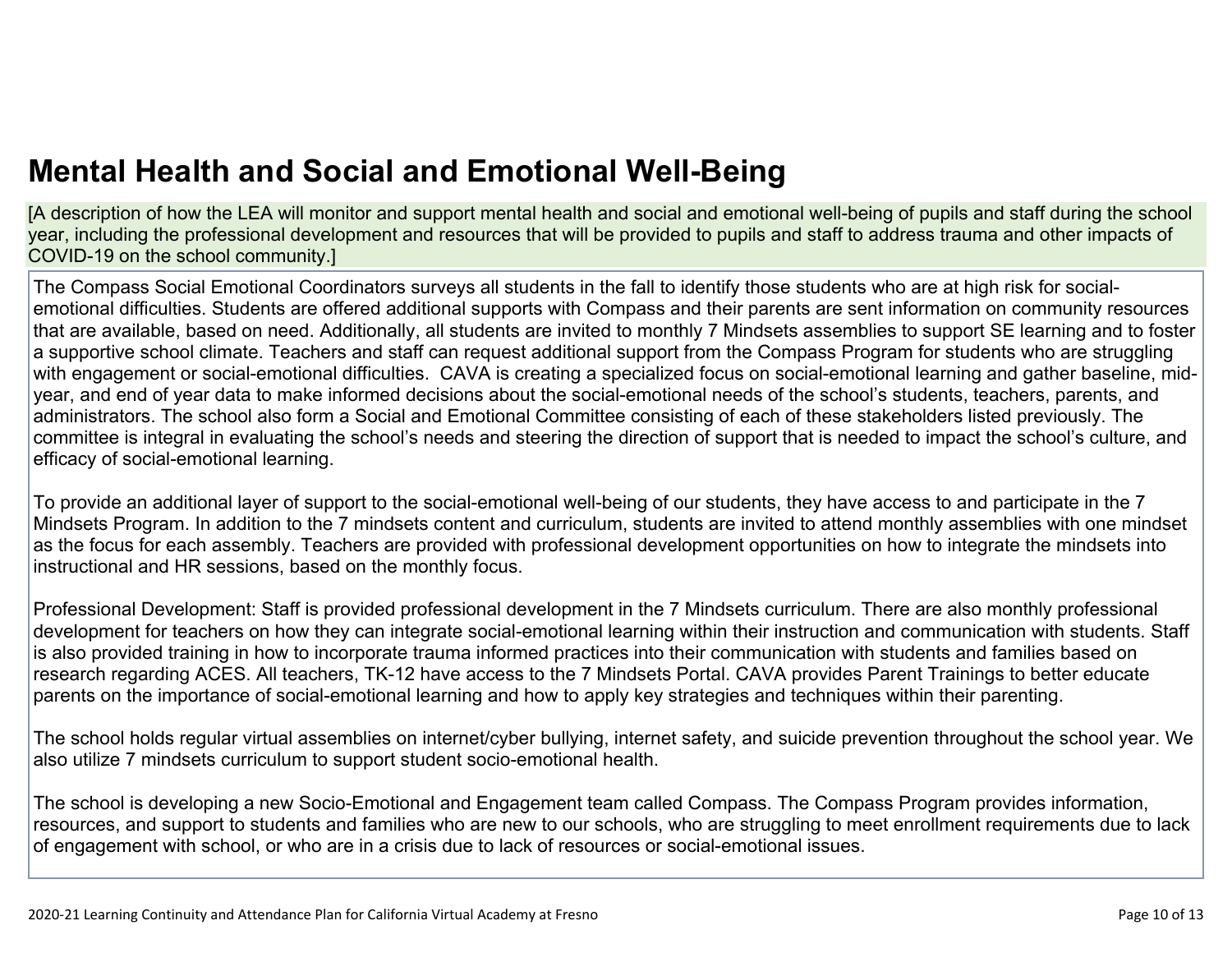# Mental Health and Social and Emotional Well-Being

[A description of how the LEA will monitor and support mental health and social and emotional well-being of pupils and staff during the school year, including the professional development and resources that will be provided to pupils and staff to address trauma and other impacts of COVID-19 on the school community.]

The Compass Social Emotional Coordinators surveys all students in the fall to identify those students who are at high risk for social-emotional difficulties. Students are offered additional supports with Compass and their parents are sent information on community resources that are available, based on need. Additionally, all students are invited to monthly 7 Mindsets assemblies to support SE learning and to foster a supportive school climate. Teachers and staff can request additional support from the Compass Program for students who are struggling with engagement or social-emotional difficulties. CAVA is creating a specialized focus on social-emotional learning and gather baseline, mid-year, and end of year data to make informed decisions about the social-emotional needs of the school's students, teachers, parents, and administrators. The school also form a Social and Emotional Committee consisting of each of these stakeholders listed previously. The committee is integral in evaluating the school's needs and steering the direction of support that is needed to impact the school's culture, and efficacy of social-emotional learning.

To provide an additional layer of support to the social-emotional well-being of our students, they have access to and participate in the 7 Mindsets Program. In addition to the 7 mindsets content and curriculum, students are invited to attend monthly assemblies with one mindset as the focus for each assembly. Teachers are provided with professional development opportunities on how to integrate the mindsets into instructional and HR sessions, based on the monthly focus.

Professional Development: Staff is provided professional development in the 7 Mindsets curriculum. There are also monthly professional development for teachers on how they can integrate social-emotional learning within their instruction and communication with students. Staff is also provided training in how to incorporate trauma informed practices into their communication with students and families based on research regarding ACES. All teachers, TK-12 have access to the 7 Mindsets Portal. CAVA provides Parent Trainings to better educate parents on the importance of social-emotional learning and how to apply key strategies and techniques within their parenting.

The school holds regular virtual assemblies on internet/cyber bullying, internet safety, and suicide prevention throughout the school year. We also utilize 7 mindsets curriculum to support student socio-emotional health.

The school is developing a new Socio-Emotional and Engagement team called Compass. The Compass Program provides information, resources, and support to students and families who are new to our schools, who are struggling to meet enrollment requirements due to lack of engagement with school, or who are in a crisis due to lack of resources or social-emotional issues.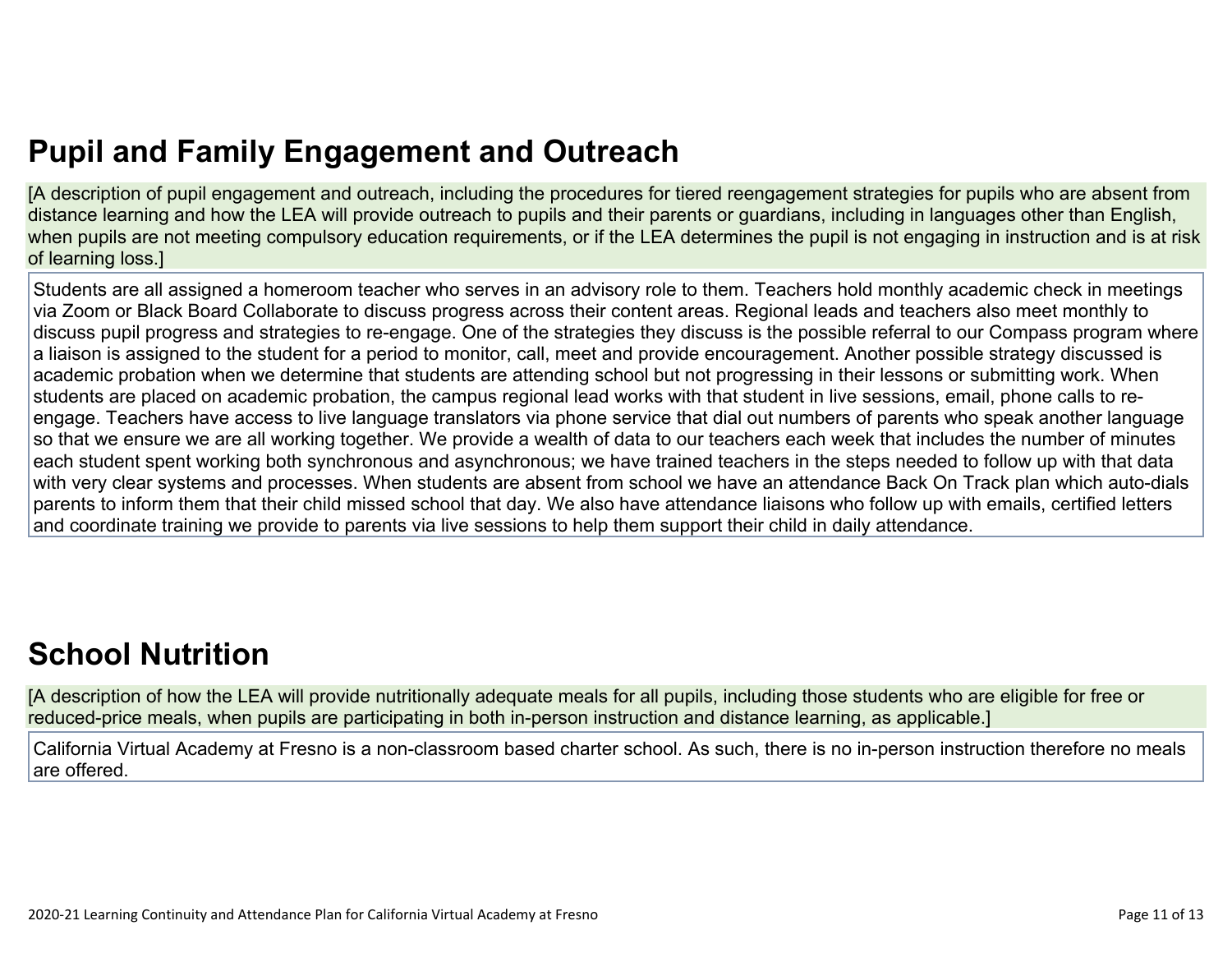## Pupil and Family Engagement and Outreach

[A description of pupil engagement and outreach, including the procedures for tiered reengagement strategies for pupils who are absent from distance learning and how the LEA will provide outreach to pupils and their parents or guardians, including in languages other than English, when pupils are not meeting compulsory education requirements, or if the LEA determines the pupil is not engaging in instruction and is at risk of learning loss.]

Students are all assigned a homeroom teacher who serves in an advisory role to them. Teachers hold monthly academic check in meetings via Zoom or Black Board Collaborate to discuss progress across their content areas. Regional leads and teachers also meet monthly to discuss pupil progress and strategies to re-engage. One of the strategies they discuss is the possible referral to our Compass program where a liaison is assigned to the student for a period to monitor, call, meet and provide encouragement. Another possible strategy discussed is academic probation when we determine that students are attending school but not progressing in their lessons or submitting work. When students are placed on academic probation, the campus regional lead works with that student in live sessions, email, phone calls to re-engage. Teachers have access to live language translators via phone service that dial out numbers of parents who speak another language so that we ensure we are all working together. We provide a wealth of data to our teachers each week that includes the number of minutes each student spent working both synchronous and asynchronous; we have trained teachers in the steps needed to follow up with that data with very clear systems and processes. When students are absent from school we have an attendance Back On Track plan which auto-dials parents to inform them that their child missed school that day. We also have attendance liaisons who follow up with emails, certified letters and coordinate training we provide to parents via live sessions to help them support their child in daily attendance.

## School Nutrition

[A description of how the LEA will provide nutritionally adequate meals for all pupils, including those students who are eligible for free or reduced-price meals, when pupils are participating in both in-person instruction and distance learning, as applicable.]

California Virtual Academy at Fresno is a non-classroom based charter school. As such, there is no in-person instruction therefore no meals are offered.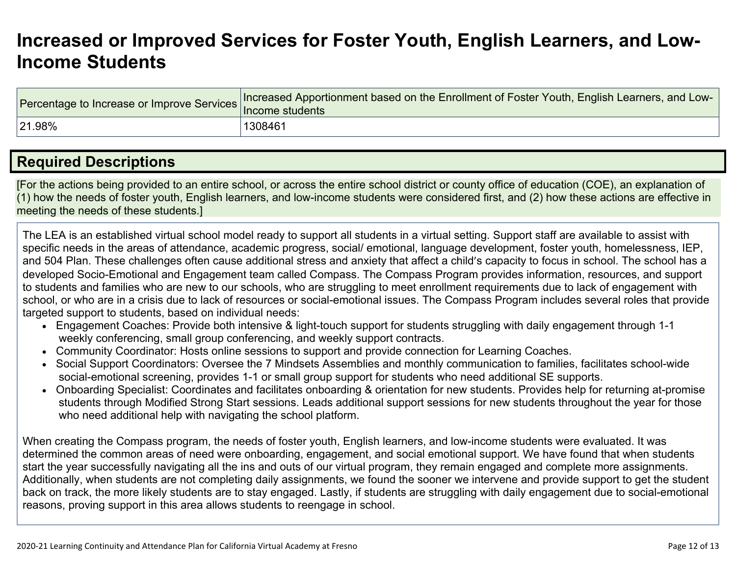# Increased or Improved Services for Foster Youth, English Learners, and Low-Income Students

| Percentage to Increase or Improve Services | Increased Apportionment based on the Enrollment of Foster Youth, English Learners, and Low-Income students |
|---|---|
| 21.98% | 1308461 |

## Required Descriptions

[For the actions being provided to an entire school, or across the entire school district or county office of education (COE), an explanation of (1) how the needs of foster youth, English learners, and low-income students were considered first, and (2) how these actions are effective in meeting the needs of these students.]

The LEA is an established virtual school model ready to support all students in a virtual setting. Support staff are available to assist with specific needs in the areas of attendance, academic progress, social/ emotional, language development, foster youth, homelessness, IEP, and 504 Plan. These challenges often cause additional stress and anxiety that affect a child's capacity to focus in school. The school has a developed Socio-Emotional and Engagement team called Compass. The Compass Program provides information, resources, and support to students and families who are new to our schools, who are struggling to meet enrollment requirements due to lack of engagement with school, or who are in a crisis due to lack of resources or social-emotional issues. The Compass Program includes several roles that provide targeted support to students, based on individual needs:

- Engagement Coaches: Provide both intensive & light-touch support for students struggling with daily engagement through 1-1 weekly conferencing, small group conferencing, and weekly support contracts.
- Community Coordinator: Hosts online sessions to support and provide connection for Learning Coaches.
- Social Support Coordinators: Oversee the 7 Mindsets Assemblies and monthly communication to families, facilitates school-wide social-emotional screening, provides 1-1 or small group support for students who need additional SE supports.
- Onboarding Specialist: Coordinates and facilitates onboarding & orientation for new students. Provides help for returning at-promise students through Modified Strong Start sessions. Leads additional support sessions for new students throughout the year for those who need additional help with navigating the school platform.

When creating the Compass program, the needs of foster youth, English learners, and low-income students were evaluated. It was determined the common areas of need were onboarding, engagement, and social emotional support. We have found that when students start the year successfully navigating all the ins and outs of our virtual program, they remain engaged and complete more assignments. Additionally, when students are not completing daily assignments, we found the sooner we intervene and provide support to get the student back on track, the more likely students are to stay engaged. Lastly, if students are struggling with daily engagement due to social-emotional reasons, proving support in this area allows students to reengage in school.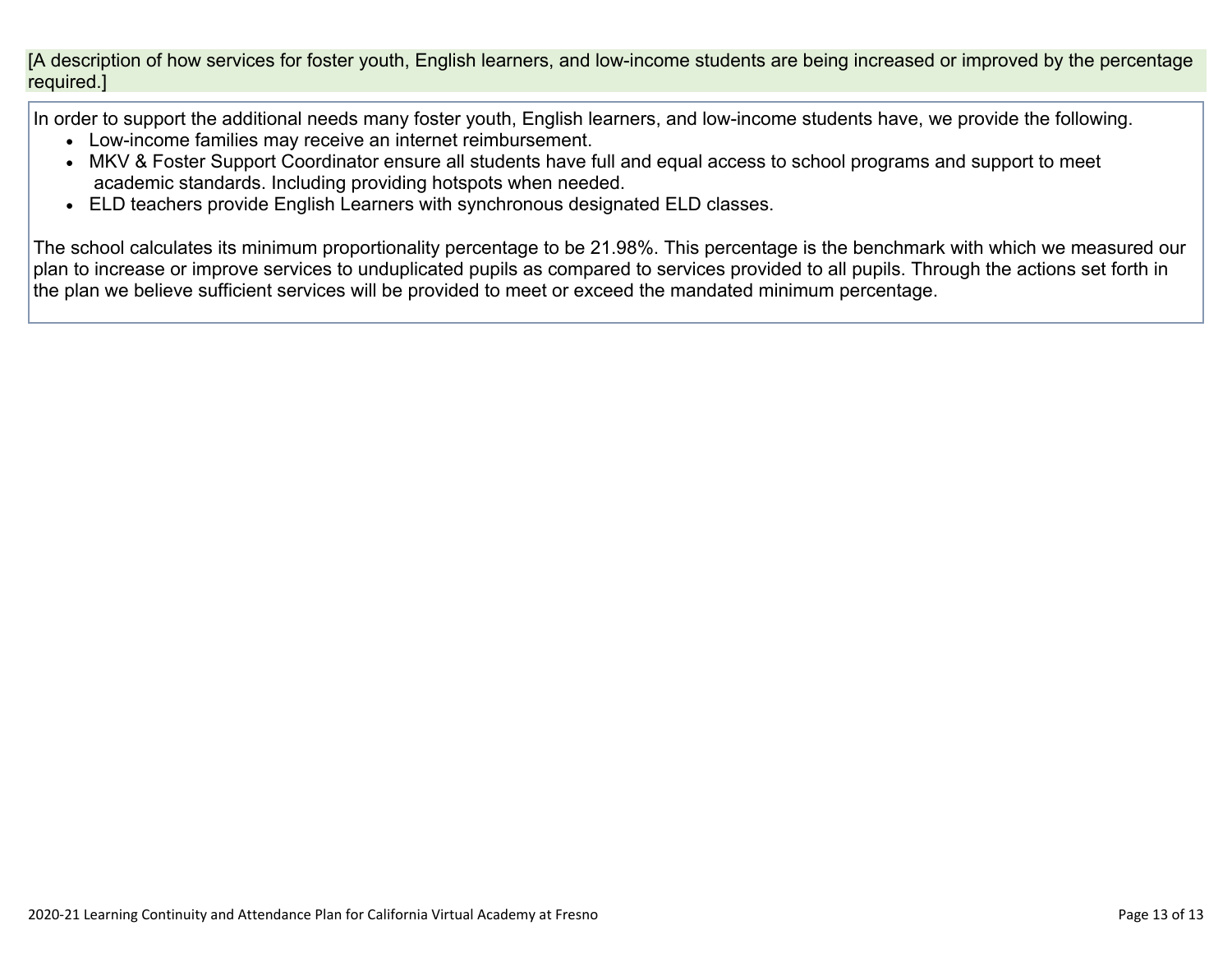[A description of how services for foster youth, English learners, and low-income students are being increased or improved by the percentage required.]

In order to support the additional needs many foster youth, English learners, and low-income students have, we provide the following.

- Low-income families may receive an internet reimbursement.
- MKV & Foster Support Coordinator ensure all students have full and equal access to school programs and support to meet academic standards. Including providing hotspots when needed.
- ELD teachers provide English Learners with synchronous designated ELD classes.

The school calculates its minimum proportionality percentage to be 21.98%. This percentage is the benchmark with which we measured our plan to increase or improve services to unduplicated pupils as compared to services provided to all pupils. Through the actions set forth in the plan we believe sufficient services will be provided to meet or exceed the mandated minimum percentage.